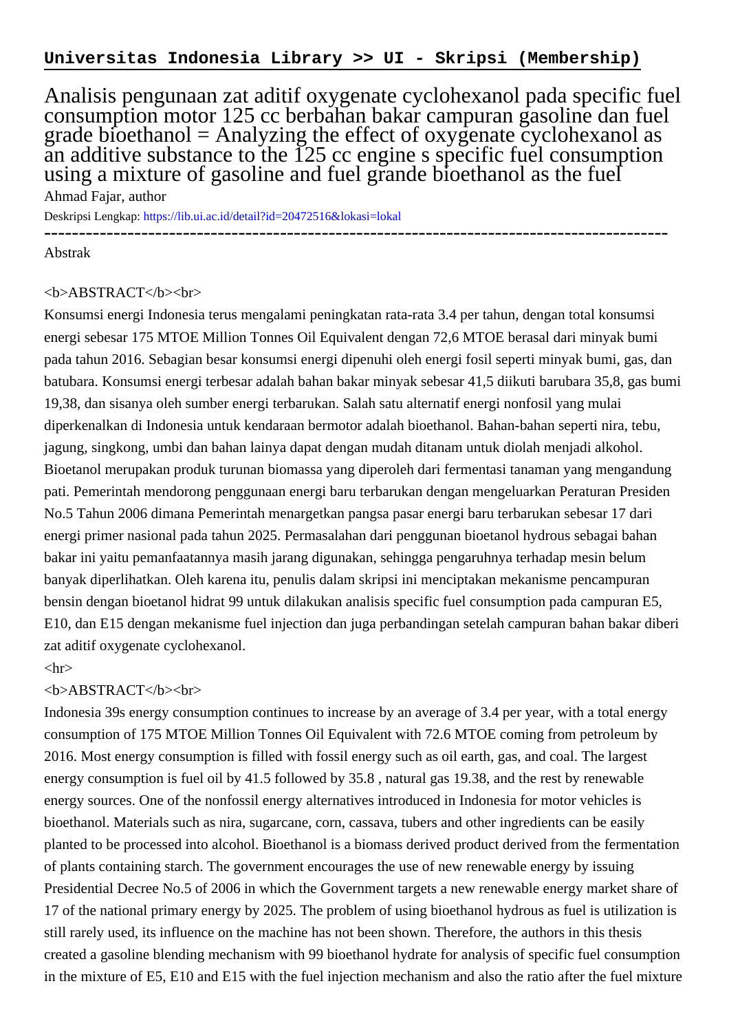**Universitas Indonesia Library >> UI - Skripsi (Membership)**

# Analisis pengunaan zat aditif oxygenate cyclohexanol pada specific fuel consumption motor 125 cc berbahan bakar campuran gasoline dan fuel grade bioethanol = Analyzing the effect of oxygenate cyclohexanol as an additive substance to the 125 cc engine s specific fuel consumption using a mixture of gasoline and fuel grande bioethanol as the fuel

Ahmad Fajar, author

Deskripsi Lengkap: https://lib.ui.ac.id/detail?id=20472516&lokasi=lokal

------------------------------------------------------------------------------------------

Abstrak

<b>ABSTRACT</b><br>

Konsumsi energi Indonesia terus mengalami peningkatan rata-rata 3.4 per tahun, dengan total konsumsi energi sebesar 175 MTOE Million Tonnes Oil Equivalent dengan 72,6 MTOE berasal dari minyak bumi pada tahun 2016. Sebagian besar konsumsi energi dipenuhi oleh energi fosil seperti minyak bumi, gas, dan batubara. Konsumsi energi terbesar adalah bahan bakar minyak sebesar 41,5 diikuti barubara 35,8, gas bumi 19,38, dan sisanya oleh sumber energi terbarukan. Salah satu alternatif energi nonfosil yang mulai diperkenalkan di Indonesia untuk kendaraan bermotor adalah bioethanol. Bahan-bahan seperti nira, tebu, jagung, singkong, umbi dan bahan lainya dapat dengan mudah ditanam untuk diolah menjadi alkohol. Bioetanol merupakan produk turunan biomassa yang diperoleh dari fermentasi tanaman yang mengandung pati. Pemerintah mendorong penggunaan energi baru terbarukan dengan mengeluarkan Peraturan Presiden No.5 Tahun 2006 dimana Pemerintah menargetkan pangsa pasar energi baru terbarukan sebesar 17 dari energi primer nasional pada tahun 2025. Permasalahan dari penggunan bioetanol hydrous sebagai bahan bakar ini yaitu pemanfaatannya masih jarang digunakan, sehingga pengaruhnya terhadap mesin belum banyak diperlihatkan. Oleh karena itu, penulis dalam skripsi ini menciptakan mekanisme pencampuran bensin dengan bioetanol hidrat 99 untuk dilakukan analisis specific fuel consumption pada campuran E5, E10, dan E15 dengan mekanisme fuel injection dan juga perbandingan setelah campuran bahan bakar diberi zat aditif oxygenate cyclohexanol.

<hr>

<b>ABSTRACT</b><br>

Indonesia 39s energy consumption continues to increase by an average of 3.4 per year, with a total energy consumption of 175 MTOE Million Tonnes Oil Equivalent with 72.6 MTOE coming from petroleum by 2016. Most energy consumption is filled with fossil energy such as oil earth, gas, and coal. The largest energy consumption is fuel oil by 41.5 followed by 35.8 , natural gas 19.38, and the rest by renewable energy sources. One of the nonfossil energy alternatives introduced in Indonesia for motor vehicles is bioethanol. Materials such as nira, sugarcane, corn, cassava, tubers and other ingredients can be easily planted to be processed into alcohol. Bioethanol is a biomass derived product derived from the fermentation of plants containing starch. The government encourages the use of new renewable energy by issuing Presidential Decree No.5 of 2006 in which the Government targets a new renewable energy market share of 17 of the national primary energy by 2025. The problem of using bioethanol hydrous as fuel is utilization is still rarely used, its influence on the machine has not been shown. Therefore, the authors in this thesis created a gasoline blending mechanism with 99 bioethanol hydrate for analysis of specific fuel consumption in the mixture of E5, E10 and E15 with the fuel injection mechanism and also the ratio after the fuel mixture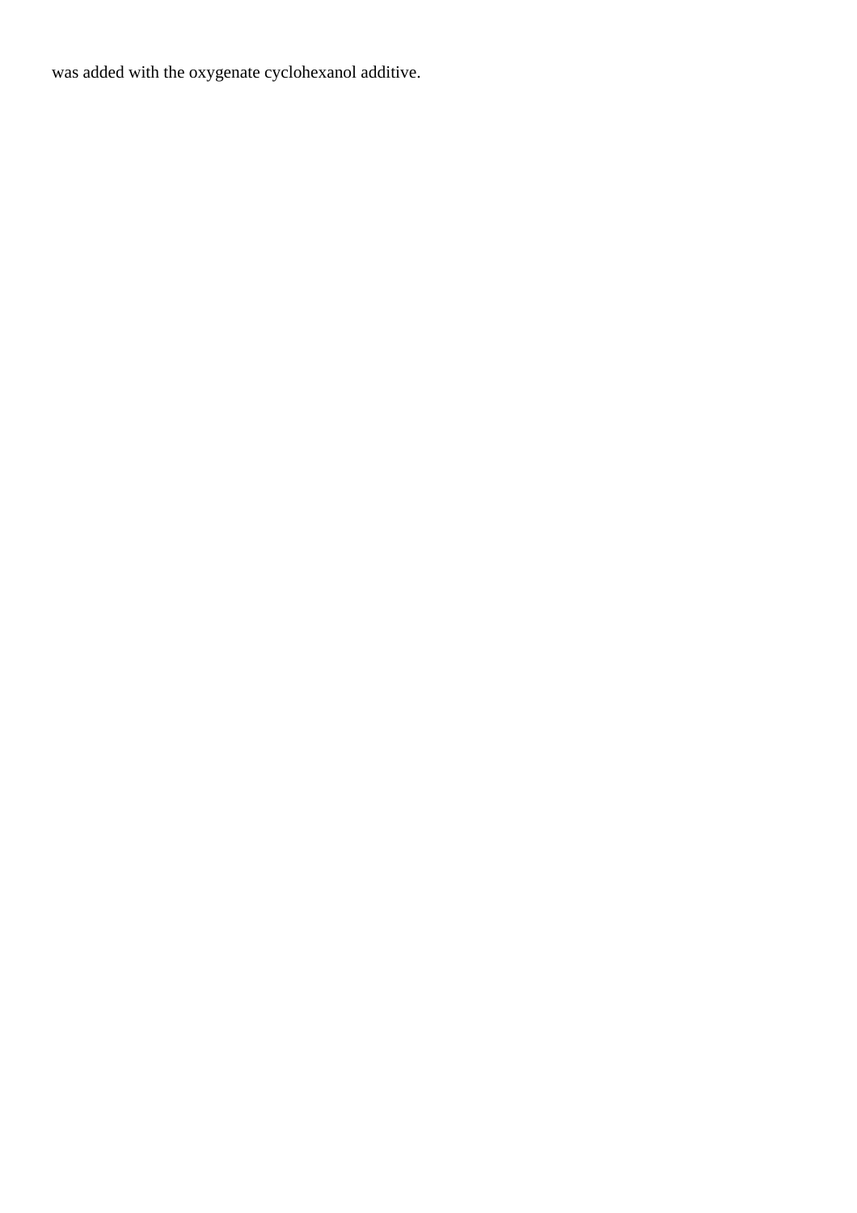was added with the oxygenate cyclohexanol additive.